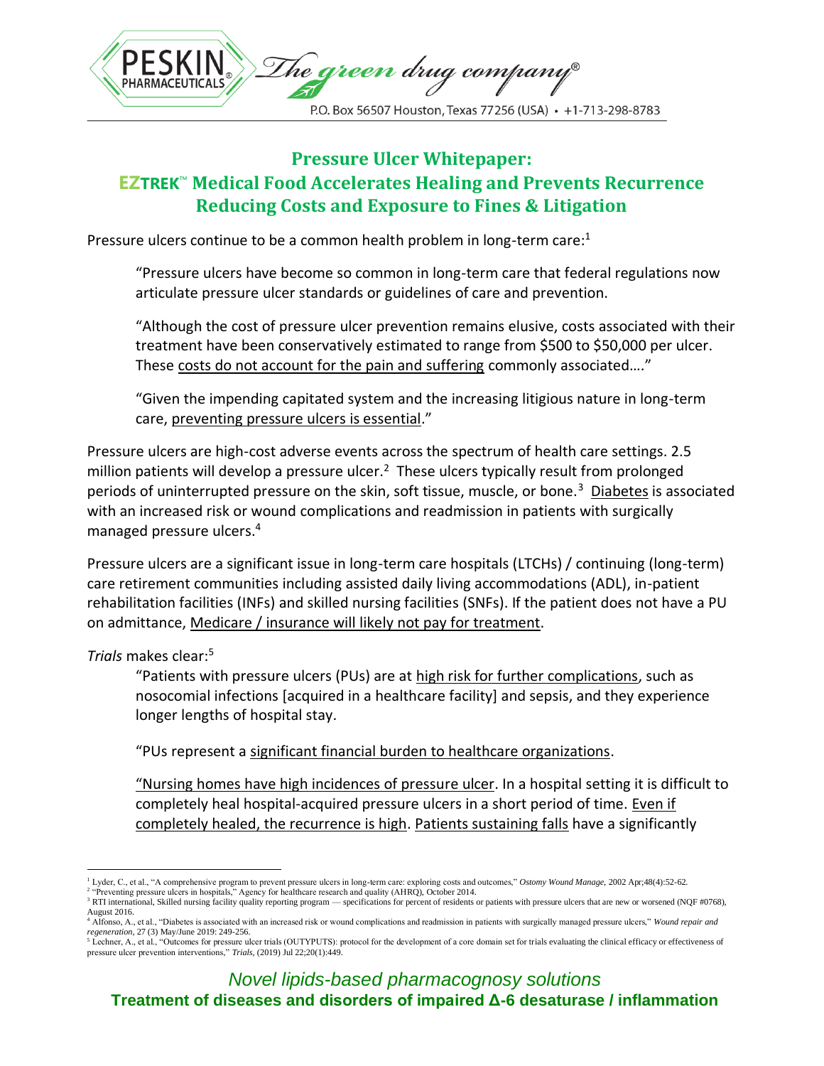## Pressure Ulcer Whitepaper: EZTREK™ Medical Food Accelerates Healing and Prevents Recurrence Reducing Costs and Exposure to Fines & Litigation

Pressure ulcers continue to be a common health problem in long-term care:[1]

> "Pressure ulcers have become so common in long-term care that federal regulations now articulate pressure ulcer standards or guidelines of care and prevention.
>
> "Although the cost of pressure ulcer prevention remains elusive, costs associated with their treatment have been conservatively estimated to range from $500 to $50,000 per ulcer. These costs do not account for the pain and suffering commonly associated…."
>
> "Given the impending capitated system and the increasing litigious nature in long-term care, preventing pressure ulcers is essential."

Pressure ulcers are high-cost adverse events across the spectrum of health care settings. 2.5 million patients will develop a pressure ulcer.[2] These ulcers typically result from prolonged periods of uninterrupted pressure on the skin, soft tissue, muscle, or bone.[3] Diabetes is associated with an increased risk or wound complications and readmission in patients with surgically managed pressure ulcers.[4]

Pressure ulcers are a significant issue in long-term care hospitals (LTCHs) / continuing (long-term) care retirement communities including assisted daily living accommodations (ADL), in-patient rehabilitation facilities (INFs) and skilled nursing facilities (SNFs). If the patient does not have a PU on admittance, Medicare / insurance will likely not pay for treatment.

*Trials* makes clear:[5]

> "Patients with pressure ulcers (PUs) are at high risk for further complications, such as nosocomial infections [acquired in a healthcare facility] and sepsis, and they experience longer lengths of hospital stay.
>
> "PUs represent a significant financial burden to healthcare organizations.
>
> "Nursing homes have high incidences of pressure ulcer. In a hospital setting it is difficult to completely heal hospital-acquired pressure ulcers in a short period of time. Even if completely healed, the recurrence is high. Patients sustaining falls have a significantly

---

[1] Lyder, C., et al., "A comprehensive program to prevent pressure ulcers in long-term care: exploring costs and outcomes," *Ostomy Wound Manage,* 2002 Apr;48(4):52-62.

[2] "Preventing pressure ulcers in hospitals," Agency for healthcare research and quality (AHRQ), October 2014.

[3] RTI international, Skilled nursing facility quality reporting program — specifications for percent of residents or patients with pressure ulcers that are new or worsened (NQF #0768), August 2016.

[4] Alfonso, A., et al., "Diabetes is associated with an increased risk or wound complications and readmission in patients with surgically managed pressure ulcers," *Wound repair and regeneration*, 27 (3) May/June 2019: 249-256.

[5] Lechner, A., et al., "Outcomes for pressure ulcer trials (OUTPUTS): protocol for the development of a core domain set for trials evaluating the clinical efficacy or effectiveness of pressure ulcer prevention interventions," *Trials*, (2019) Jul 22;20(1):449.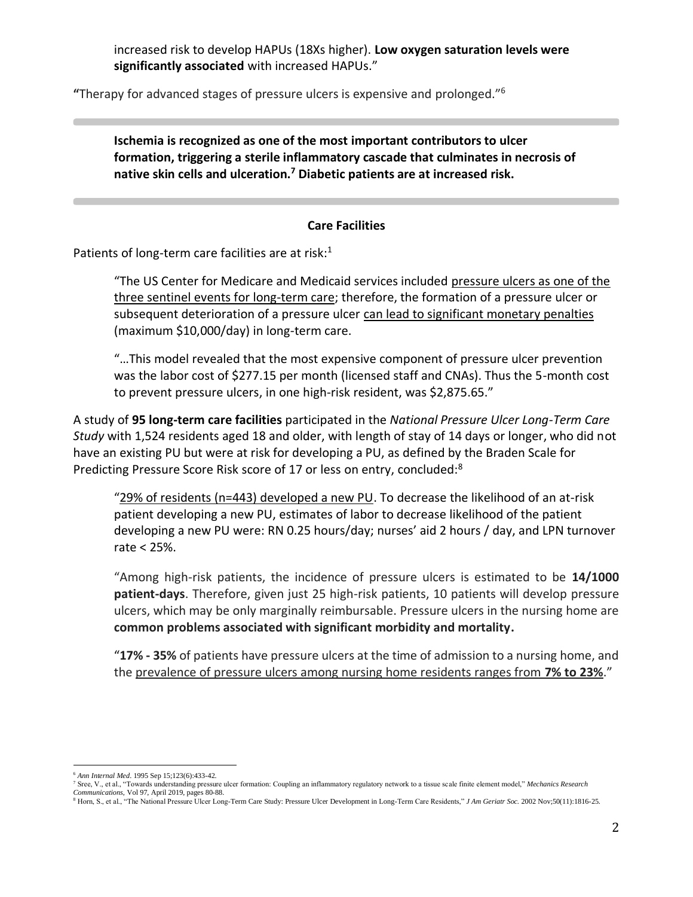increased risk to develop HAPUs (18Xs higher). **Low oxygen saturation levels were significantly associated** with increased HAPUs."

"Therapy for advanced stages of pressure ulcers is expensive and prolonged."[6]

---

**Ischemia is recognized as one of the most important contributors to ulcer formation, triggering a sterile inflammatory cascade that culminates in necrosis of native skin cells and ulceration.[7] Diabetic patients are at increased risk.**

---

### Care Facilities

Patients of long-term care facilities are at risk:[1]

> "The US Center for Medicare and Medicaid services included <u>pressure ulcers as one of the three sentinel events for long-term care</u>; therefore, the formation of a pressure ulcer or subsequent deterioration of a pressure ulcer <u>can lead to significant monetary penalties</u> (maximum $10,000/day) in long-term care.
>
> "…This model revealed that the most expensive component of pressure ulcer prevention was the labor cost of $277.15 per month (licensed staff and CNAs). Thus the 5-month cost to prevent pressure ulcers, in one high-risk resident, was $2,875.65."

A study of **95 long-term care facilities** participated in the *National Pressure Ulcer Long-Term Care Study* with 1,524 residents aged 18 and older, with length of stay of 14 days or longer, who did not have an existing PU but were at risk for developing a PU, as defined by the Braden Scale for Predicting Pressure Score Risk score of 17 or less on entry, concluded:[8]

> "<u>29% of residents (n=443) developed a new PU</u>. To decrease the likelihood of an at-risk patient developing a new PU, estimates of labor to decrease likelihood of the patient developing a new PU were: RN 0.25 hours/day; nurses' aid 2 hours / day, and LPN turnover rate < 25%.
>
> "Among high-risk patients, the incidence of pressure ulcers is estimated to be **14/1000 patient-days**. Therefore, given just 25 high-risk patients, 10 patients will develop pressure ulcers, which may be only marginally reimbursable. Pressure ulcers in the nursing home are **common problems associated with significant morbidity and mortality.**
>
> "**17% - 35%** of patients have pressure ulcers at the time of admission to a nursing home, and the <u>prevalence of pressure ulcers among nursing home residents ranges from **7% to 23%**</u>."

---

[6] *Ann Internal Med*. 1995 Sep 15;123(6):433-42.

[7] Sree, V., et al., "Towards understanding pressure ulcer formation: Coupling an inflammatory regulatory network to a tissue scale finite element model," *Mechanics Research Communications*, Vol 97, April 2019, pages 80-88.

[8] Horn, S., et al., "The National Pressure Ulcer Long-Term Care Study: Pressure Ulcer Development in Long-Term Care Residents," *J Am Geriatr Soc.* 2002 Nov;50(11):1816-25.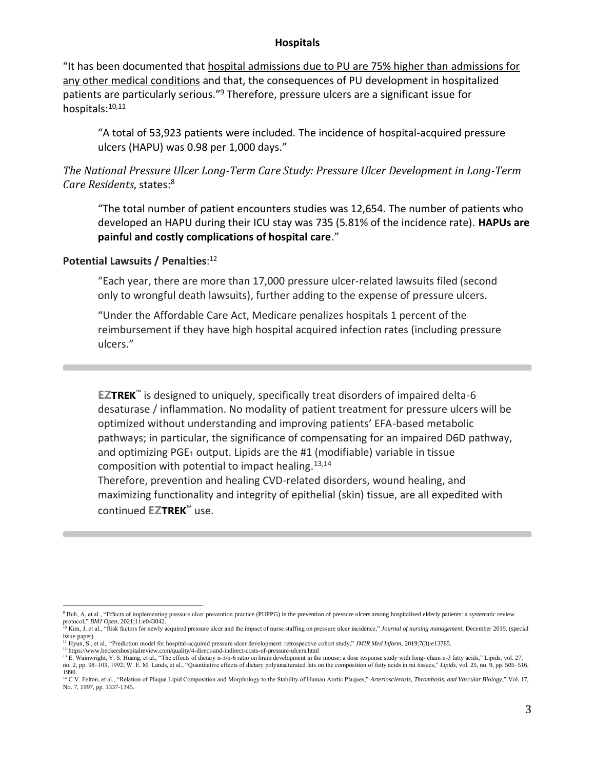**Hospitals**

"It has been documented that hospital admissions due to PU are 75% higher than admissions for any other medical conditions and that, the consequences of PU development in hospitalized patients are particularly serious."[9] Therefore, pressure ulcers are a significant issue for hospitals:[10,11]

> "A total of 53,923 patients were included. The incidence of hospital-acquired pressure ulcers (HAPU) was 0.98 per 1,000 days."

*The National Pressure Ulcer Long-Term Care Study: Pressure Ulcer Development in Long-Term Care Residents*, states:[8]

> "The total number of patient encounters studies was 12,654. The number of patients who developed an HAPU during their ICU stay was 735 (5.81% of the incidence rate). **HAPUs are painful and costly complications of hospital care**."

**Potential Lawsuits / Penalties**:[12]

> "Each year, there are more than 17,000 pressure ulcer-related lawsuits filed (second only to wrongful death lawsuits), further adding to the expense of pressure ulcers.
>
> "Under the Affordable Care Act, Medicare penalizes hospitals 1 percent of the reimbursement if they have high hospital acquired infection rates (including pressure ulcers."

---

**EZTREK**™ is designed to uniquely, specifically treat disorders of impaired delta-6 desaturase / inflammation. No modality of patient treatment for pressure ulcers will be optimized without understanding and improving patients' EFA-based metabolic pathways; in particular, the significance of compensating for an impaired D6D pathway, and optimizing $PGE_1$ output. Lipids are the #1 (modifiable) variable in tissue composition with potential to impact healing.[13,14]
Therefore, prevention and healing CVD-related disorders, wound healing, and maximizing functionality and integrity of epithelial (skin) tissue, are all expedited with continued **EZTREK**™ use.

---

[9] Buh, A, et al., "Effects of implementing pressure ulcer prevention practice (PUPPG) in the prevention of pressure ulcers among hospitalized elderly patients: a systematic review protocol," *BMJ Open*, 2021;11:e043042.

[10] Kim, J, et al., "Risk factors for newly acquired pressure ulcer and the impact of nurse staffing on pressure ulcer incidence," *Journal of nursing management*, December 2019, (special issue paper).

[11] Hyun, S., et al., "Prediction model for hospital-acquired pressure ulcer development: retrospective cohort study," *JMIR Med Inform*, 2019;7(3):e13785.

[12] https://www.beckershospitalreview.com/quality/4-direct-and-indirect-costs-of-pressure-ulcers.html

[13] E. Wainwright, Y. S. Huang, et al., "The effects of dietary n-3/n-6 ratio on brain development in the mouse: a dose response study with long- chain n-3 fatty acids," Lipids, vol. 27, no. 2, pp. 98–103, 1992; W. E. M. Lands, et al., "Quantitative effects of dietary polyunsaturated fats on the composition of fatty acids in rat tissues," *Lipids*, vol. 25, no. 9, pp. 505–516, 1990.

[14] C.V. Felton, et al., "Relation of Plaque Lipid Composition and Morphology to the Stability of Human Aortic Plaques," *Arteriosclerosis, Thrombosis, and Vascular Biology*," Vol. 17, No. 7, 1997, pp. 1337-1345.